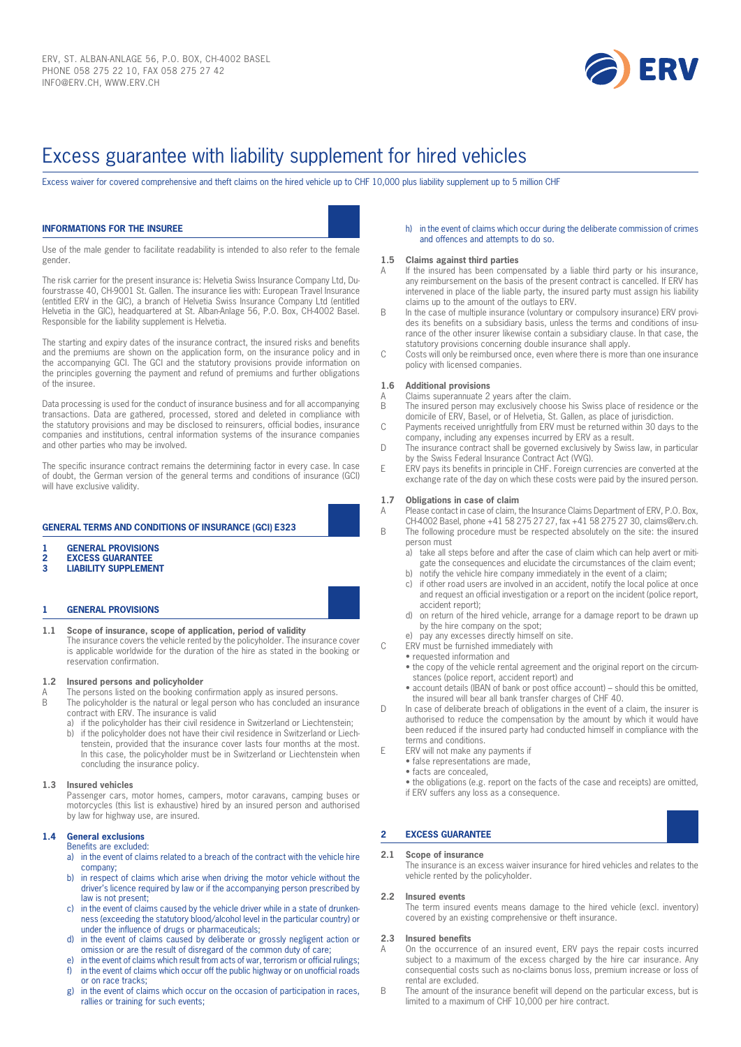ERV, ST. ALBAN-ANLAGE 56, P.O. BOX, CH-4002 BASEL
PHONE 058 275 22 10, FAX 058 275 27 42
INFO@ERV.CH, WWW.ERV.CH

# Excess guarantee with liability supplement for hired vehicles

Excess waiver for covered comprehensive and theft claims on the hired vehicle up to CHF 10,000 plus liability supplement up to 5 million CHF

## INFORMATIONS FOR THE INSUREE

Use of the male gender to facilitate readability is intended to also refer to the female gender.

The risk carrier for the present insurance is: Helvetia Swiss Insurance Company Ltd, Dufourstrasse 40, CH-9001 St. Gallen. The insurance lies with: European Travel Insurance (entitled ERV in the GIC), a branch of Helvetia Swiss Insurance Company Ltd (entitled Helvetia in the GIC), headquartered at St. Alban-Anlage 56, P.O. Box, CH-4002 Basel. Responsible for the liability supplement is Helvetia.

The starting and expiry dates of the insurance contract, the insured risks and benefits and the premiums are shown on the application form, on the insurance policy and in the accompanying GCI. The GCI and the statutory provisions provide information on the principles governing the payment and refund of premiums and further obligations of the insuree.

Data processing is used for the conduct of insurance business and for all accompanying transactions. Data are gathered, processed, stored and deleted in compliance with the statutory provisions and may be disclosed to reinsurers, official bodies, insurance companies and institutions, central information systems of the insurance companies and other parties who may be involved.

The specific insurance contract remains the determining factor in every case. In case of doubt, the German version of the general terms and conditions of insurance (GCI) will have exclusive validity.

## GENERAL TERMS AND CONDITIONS OF INSURANCE (GCI) E323

**1 GENERAL PROVISIONS**
**2 EXCESS GUARANTEE**
**3 LIABILITY SUPPLEMENT**

## 1 GENERAL PROVISIONS

### 1.1 Scope of insurance, scope of application, period of validity

The insurance covers the vehicle rented by the policyholder. The insurance cover is applicable worldwide for the duration of the hire as stated in the booking or reservation confirmation.

### 1.2 Insured persons and policyholder

A The persons listed on the booking confirmation apply as insured persons.

B The policyholder is the natural or legal person who has concluded an insurance contract with ERV. The insurance is valid
- a) if the policyholder has their civil residence in Switzerland or Liechtenstein;
- b) if the policyholder does not have their civil residence in Switzerland or Liechtenstein, provided that the insurance cover lasts four months at the most. In this case, the policyholder must be in Switzerland or Liechtenstein when concluding the insurance policy.

### 1.3 Insured vehicles

Passenger cars, motor homes, campers, motor caravans, camping buses or motorcycles (this list is exhaustive) hired by an insured person and authorised by law for highway use, are insured.

### 1.4 General exclusions

Benefits are excluded:
- a) in the event of claims related to a breach of the contract with the vehicle hire company;
- b) in respect of claims which arise when driving the motor vehicle without the driver's licence required by law or if the accompanying person prescribed by law is not present;
- c) in the event of claims caused by the vehicle driver while in a state of drunkenness (exceeding the statutory blood/alcohol level in the particular country) or under the influence of drugs or pharmaceuticals;
- d) in the event of claims caused by deliberate or grossly negligent action or omission or are the result of disregard of the common duty of care;
- e) in the event of claims which result from acts of war, terrorism or official rulings;
- f) in the event of claims which occur off the public highway or on unofficial roads or on race tracks;
- g) in the event of claims which occur on the occasion of participation in races, rallies or training for such events;
- h) in the event of claims which occur during the deliberate commission of crimes and offences and attempts to do so.

### 1.5 Claims against third parties

A If the insured has been compensated by a liable third party or his insurance, any reimbursement on the basis of the present contract is cancelled. If ERV has intervened in place of the liable party, the insured party must assign his liability claims up to the amount of the outlays to ERV.

B In the case of multiple insurance (voluntary or compulsory insurance) ERV provides its benefits on a subsidiary basis, unless the terms and conditions of insurance of the other insurer likewise contain a subsidiary clause. In that case, the statutory provisions concerning double insurance shall apply.

C Costs will only be reimbursed once, even where there is more than one insurance policy with licensed companies.

### 1.6 Additional provisions

A Claims superannuate 2 years after the claim.

B The insured person may exclusively choose his Swiss place of residence or the domicile of ERV, Basel, or of Helvetia, St. Gallen, as place of jurisdiction.

C Payments received unrightfully from ERV must be returned within 30 days to the company, including any expenses incurred by ERV as a result.

D The insurance contract shall be governed exclusively by Swiss law, in particular by the Swiss Federal Insurance Contract Act (VVG).

E ERV pays its benefits in principle in CHF. Foreign currencies are converted at the exchange rate of the day on which these costs were paid by the insured person.

### 1.7 Obligations in case of claim

A Please contact in case of claim, the Insurance Claims Department of ERV, P.O. Box, CH-4002 Basel, phone +41 58 275 27 27, fax +41 58 275 27 30, claims@erv.ch.

B The following procedure must be respected absolutely on the site: the insured person must
- a) take all steps before and after the case of claim which can help avert or mitigate the consequences and elucidate the circumstances of the claim event;
- b) notify the vehicle hire company immediately in the event of a claim;
- c) if other road users are involved in an accident, notify the local police at once and request an official investigation or a report on the incident (police report, accident report);
- d) on return of the hired vehicle, arrange for a damage report to be drawn up by the hire company on the spot;
- e) pay any excesses directly himself on site.

C ERV must be furnished immediately with
- requested information and
- the copy of the vehicle rental agreement and the original report on the circumstances (police report, accident report) and
- account details (IBAN of bank or post office account) – should this be omitted, the insured will bear all bank transfer charges of CHF 40.

D In case of deliberate breach of obligations in the event of a claim, the insurer is authorised to reduce the compensation by the amount by which it would have been reduced if the insured party had conducted himself in compliance with the terms and conditions.

E ERV will not make any payments if
- false representations are made,
- facts are concealed,
- the obligations (e.g. report on the facts of the case and receipts) are omitted,

if ERV suffers any loss as a consequence.

## 2 EXCESS GUARANTEE

### 2.1 Scope of insurance

The insurance is an excess waiver insurance for hired vehicles and relates to the vehicle rented by the policyholder.

### 2.2 Insured events

The term insured events means damage to the hired vehicle (excl. inventory) covered by an existing comprehensive or theft insurance.

### 2.3 Insured benefits

A On the occurrence of an insured event, ERV pays the repair costs incurred subject to a maximum of the excess charged by the hire car insurance. Any consequential costs such as no-claims bonus loss, premium increase or loss of rental are excluded.

B The amount of the insurance benefit will depend on the particular excess, but is limited to a maximum of CHF 10,000 per hire contract.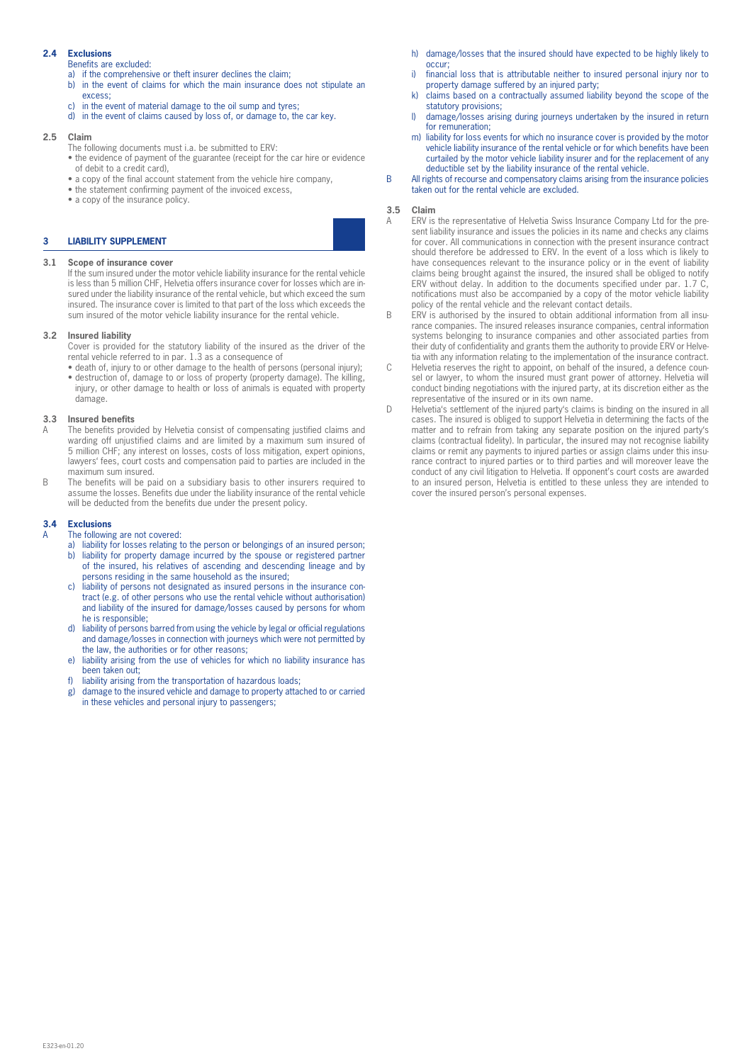### 2.4 Exclusions

Benefits are excluded:

a) if the comprehensive or theft insurer declines the claim;
b) in the event of claims for which the main insurance does not stipulate an excess;
c) in the event of material damage to the oil sump and tyres;
d) in the event of claims caused by loss of, or damage to, the car key.

### 2.5 Claim

The following documents must i.a. be submitted to ERV:

- the evidence of payment of the guarantee (receipt for the car hire or evidence of debit to a credit card),
- a copy of the final account statement from the vehicle hire company,
- the statement confirming payment of the invoiced excess,
- a copy of the insurance policy.

## 3 LIABILITY SUPPLEMENT

### 3.1 Scope of insurance cover

If the sum insured under the motor vehicle liability insurance for the rental vehicle is less than 5 million CHF, Helvetia offers insurance cover for losses which are insured under the liability insurance of the rental vehicle, but which exceed the sum insured. The insurance cover is limited to that part of the loss which exceeds the sum insured of the motor vehicle liability insurance for the rental vehicle.

### 3.2 Insured liability

Cover is provided for the statutory liability of the insured as the driver of the rental vehicle referred to in par. 1.3 as a consequence of

- death of, injury to or other damage to the health of persons (personal injury);
- destruction of, damage to or loss of property (property damage). The killing, injury, or other damage to health or loss of animals is equated with property damage.

### 3.3 Insured benefits

A The benefits provided by Helvetia consist of compensating justified claims and warding off unjustified claims and are limited by a maximum sum insured of 5 million CHF; any interest on losses, costs of loss mitigation, expert opinions, lawyers' fees, court costs and compensation paid to parties are included in the maximum sum insured.

B The benefits will be paid on a subsidiary basis to other insurers required to assume the losses. Benefits due under the liability insurance of the rental vehicle will be deducted from the benefits due under the present policy.

### 3.4 Exclusions

A The following are not covered:

a) liability for losses relating to the person or belongings of an insured person;
b) liability for property damage incurred by the spouse or registered partner of the insured, his relatives of ascending and descending lineage and by persons residing in the same household as the insured;
c) liability of persons not designated as insured persons in the insurance contract (e.g. of other persons who use the rental vehicle without authorisation) and liability of the insured for damage/losses caused by persons for whom he is responsible;
d) liability of persons barred from using the vehicle by legal or official regulations and damage/losses in connection with journeys which were not permitted by the law, the authorities or for other reasons;
e) liability arising from the use of vehicles for which no liability insurance has been taken out;
f) liability arising from the transportation of hazardous loads;
g) damage to the insured vehicle and damage to property attached to or carried in these vehicles and personal injury to passengers;
h) damage/losses that the insured should have expected to be highly likely to occur;
i) financial loss that is attributable neither to insured personal injury nor to property damage suffered by an injured party;
k) claims based on a contractually assumed liability beyond the scope of the statutory provisions;
l) damage/losses arising during journeys undertaken by the insured in return for remuneration;
m) liability for loss events for which no insurance cover is provided by the motor vehicle liability insurance of the rental vehicle or for which benefits have been curtailed by the motor vehicle liability insurer and for the replacement of any deductible set by the liability insurance of the rental vehicle.

B All rights of recourse and compensatory claims arising from the insurance policies taken out for the rental vehicle are excluded.

### 3.5 Claim

A ERV is the representative of Helvetia Swiss Insurance Company Ltd for the present liability insurance and issues the policies in its name and checks any claims for cover. All communications in connection with the present insurance contract should therefore be addressed to ERV. In the event of a loss which is likely to have consequences relevant to the insurance policy or in the event of liability claims being brought against the insured, the insured shall be obliged to notify ERV without delay. In addition to the documents specified under par. 1.7 C, notifications must also be accompanied by a copy of the motor vehicle liability policy of the rental vehicle and the relevant contact details.

B ERV is authorised by the insured to obtain additional information from all insurance companies. The insured releases insurance companies, central information systems belonging to insurance companies and other associated parties from their duty of confidentiality and grants them the authority to provide ERV or Helvetia with any information relating to the implementation of the insurance contract.

C Helvetia reserves the right to appoint, on behalf of the insured, a defence counsel or lawyer, to whom the insured must grant power of attorney. Helvetia will conduct binding negotiations with the injured party, at its discretion either as the representative of the insured or in its own name.

D Helvetia's settlement of the injured party's claims is binding on the insured in all cases. The insured is obliged to support Helvetia in determining the facts of the matter and to refrain from taking any separate position on the injured party's claims (contractual fidelity). In particular, the insured may not recognise liability claims or remit any payments to injured parties or assign claims under this insurance contract to injured parties or to third parties and will moreover leave the conduct of any civil litigation to Helvetia. If opponent's court costs are awarded to an insured person, Helvetia is entitled to these unless they are intended to cover the insured person's personal expenses.

E323-en-01.20